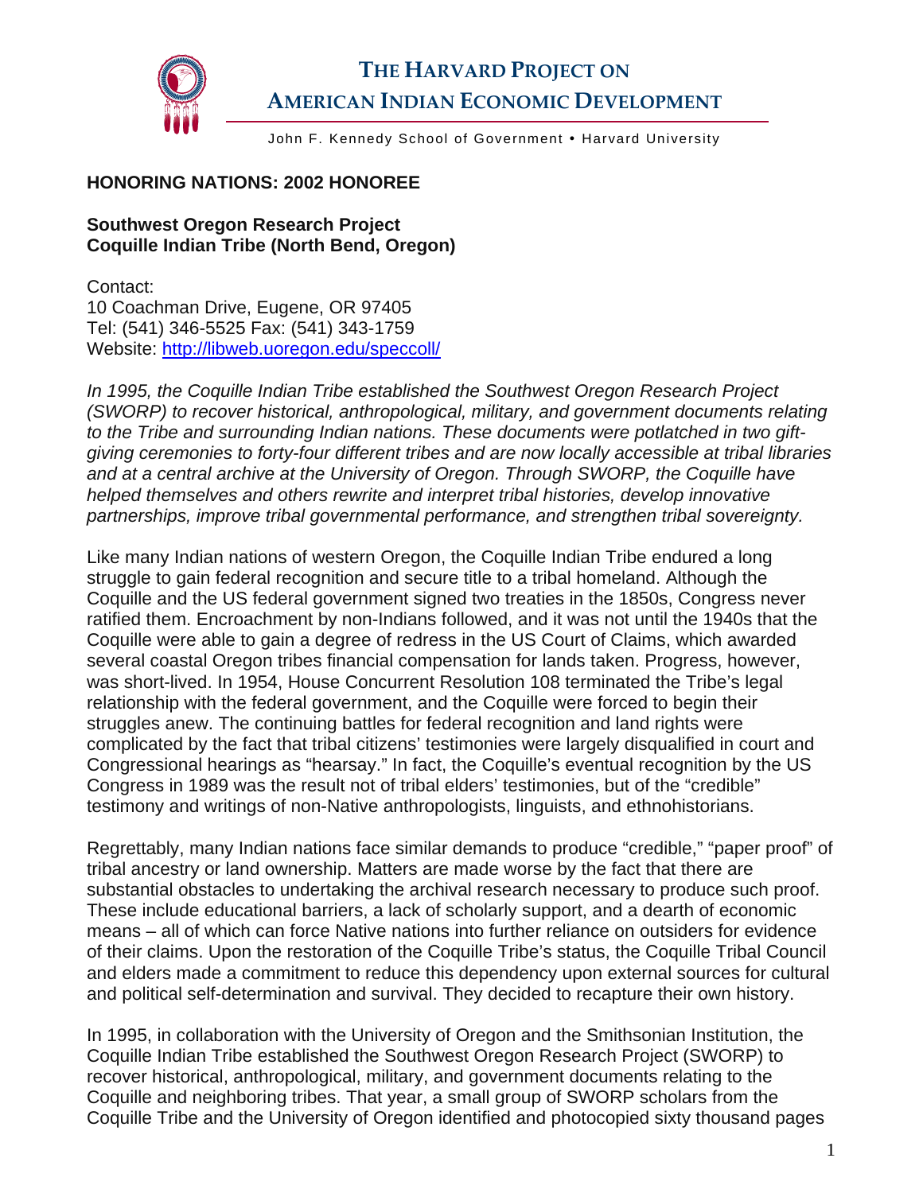# THE HARVARD PROJECT ON AMERICAN INDIAN ECONOMIC DEVELOPMENT

John F. Kennedy School of Government • Harvard University

## HONORING NATIONS: 2002 HONOREE

### Southwest Oregon Research Project
### Coquille Indian Tribe (North Bend, Oregon)

Contact:
10 Coachman Drive, Eugene, OR 97405
Tel: (541) 346-5525 Fax: (541) 343-1759
Website: [http://libweb.uoregon.edu/speccoll/](http://libweb.uoregon.edu/speccoll/)

*In 1995, the Coquille Indian Tribe established the Southwest Oregon Research Project (SWORP) to recover historical, anthropological, military, and government documents relating to the Tribe and surrounding Indian nations. These documents were potlatched in two gift-giving ceremonies to forty-four different tribes and are now locally accessible at tribal libraries and at a central archive at the University of Oregon. Through SWORP, the Coquille have helped themselves and others rewrite and interpret tribal histories, develop innovative partnerships, improve tribal governmental performance, and strengthen tribal sovereignty.*

Like many Indian nations of western Oregon, the Coquille Indian Tribe endured a long struggle to gain federal recognition and secure title to a tribal homeland. Although the Coquille and the US federal government signed two treaties in the 1850s, Congress never ratified them. Encroachment by non-Indians followed, and it was not until the 1940s that the Coquille were able to gain a degree of redress in the US Court of Claims, which awarded several coastal Oregon tribes financial compensation for lands taken. Progress, however, was short-lived. In 1954, House Concurrent Resolution 108 terminated the Tribe's legal relationship with the federal government, and the Coquille were forced to begin their struggles anew. The continuing battles for federal recognition and land rights were complicated by the fact that tribal citizens' testimonies were largely disqualified in court and Congressional hearings as "hearsay." In fact, the Coquille's eventual recognition by the US Congress in 1989 was the result not of tribal elders' testimonies, but of the "credible" testimony and writings of non-Native anthropologists, linguists, and ethnohistorians.

Regrettably, many Indian nations face similar demands to produce "credible," "paper proof" of tribal ancestry or land ownership. Matters are made worse by the fact that there are substantial obstacles to undertaking the archival research necessary to produce such proof. These include educational barriers, a lack of scholarly support, and a dearth of economic means – all of which can force Native nations into further reliance on outsiders for evidence of their claims. Upon the restoration of the Coquille Tribe's status, the Coquille Tribal Council and elders made a commitment to reduce this dependency upon external sources for cultural and political self-determination and survival. They decided to recapture their own history.

In 1995, in collaboration with the University of Oregon and the Smithsonian Institution, the Coquille Indian Tribe established the Southwest Oregon Research Project (SWORP) to recover historical, anthropological, military, and government documents relating to the Coquille and neighboring tribes. That year, a small group of SWORP scholars from the Coquille Tribe and the University of Oregon identified and photocopied sixty thousand pages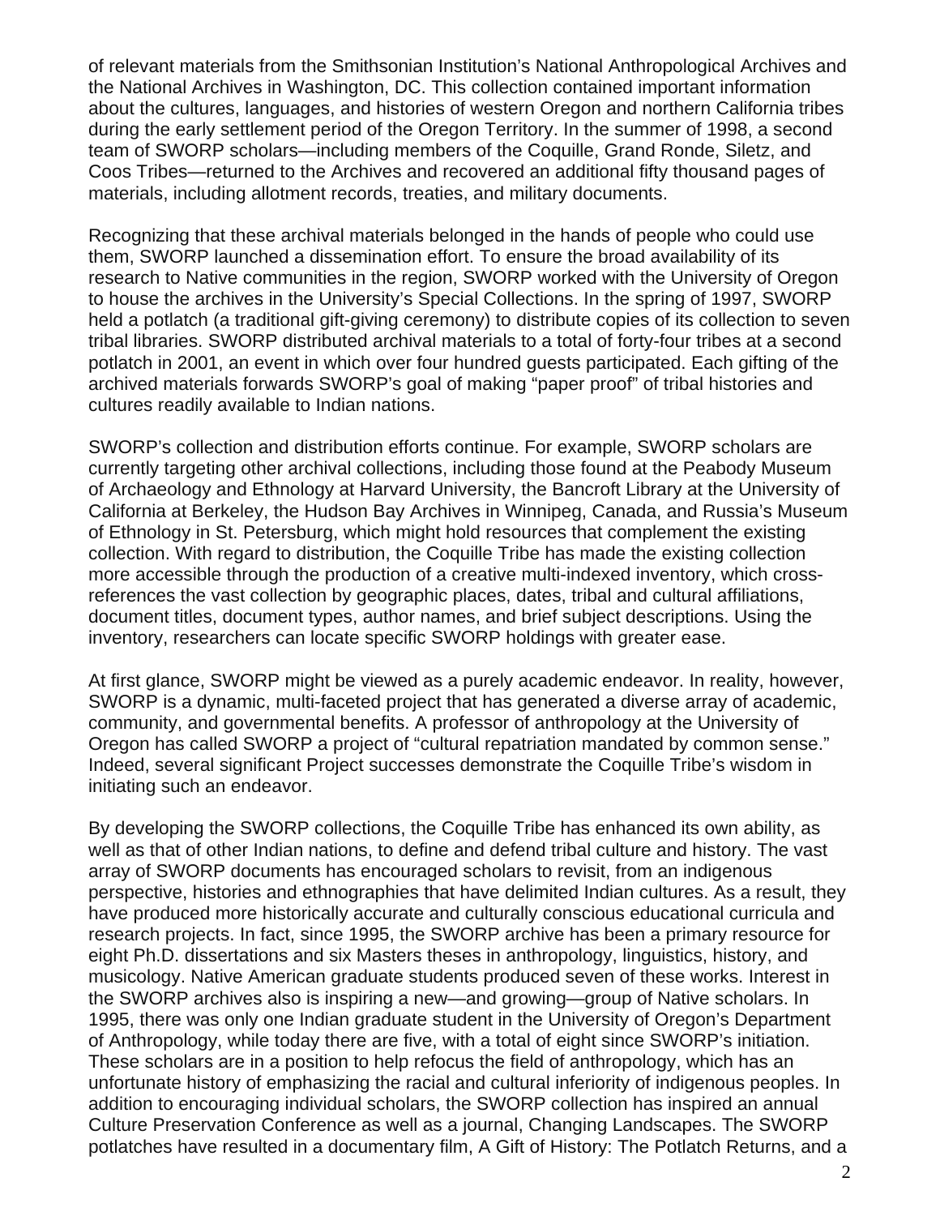of relevant materials from the Smithsonian Institution's National Anthropological Archives and the National Archives in Washington, DC. This collection contained important information about the cultures, languages, and histories of western Oregon and northern California tribes during the early settlement period of the Oregon Territory. In the summer of 1998, a second team of SWORP scholars—including members of the Coquille, Grand Ronde, Siletz, and Coos Tribes—returned to the Archives and recovered an additional fifty thousand pages of materials, including allotment records, treaties, and military documents.

Recognizing that these archival materials belonged in the hands of people who could use them, SWORP launched a dissemination effort. To ensure the broad availability of its research to Native communities in the region, SWORP worked with the University of Oregon to house the archives in the University's Special Collections. In the spring of 1997, SWORP held a potlatch (a traditional gift-giving ceremony) to distribute copies of its collection to seven tribal libraries. SWORP distributed archival materials to a total of forty-four tribes at a second potlatch in 2001, an event in which over four hundred guests participated. Each gifting of the archived materials forwards SWORP's goal of making "paper proof" of tribal histories and cultures readily available to Indian nations.

SWORP's collection and distribution efforts continue. For example, SWORP scholars are currently targeting other archival collections, including those found at the Peabody Museum of Archaeology and Ethnology at Harvard University, the Bancroft Library at the University of California at Berkeley, the Hudson Bay Archives in Winnipeg, Canada, and Russia's Museum of Ethnology in St. Petersburg, which might hold resources that complement the existing collection. With regard to distribution, the Coquille Tribe has made the existing collection more accessible through the production of a creative multi-indexed inventory, which cross-references the vast collection by geographic places, dates, tribal and cultural affiliations, document titles, document types, author names, and brief subject descriptions. Using the inventory, researchers can locate specific SWORP holdings with greater ease.

At first glance, SWORP might be viewed as a purely academic endeavor. In reality, however, SWORP is a dynamic, multi-faceted project that has generated a diverse array of academic, community, and governmental benefits. A professor of anthropology at the University of Oregon has called SWORP a project of "cultural repatriation mandated by common sense." Indeed, several significant Project successes demonstrate the Coquille Tribe's wisdom in initiating such an endeavor.

By developing the SWORP collections, the Coquille Tribe has enhanced its own ability, as well as that of other Indian nations, to define and defend tribal culture and history. The vast array of SWORP documents has encouraged scholars to revisit, from an indigenous perspective, histories and ethnographies that have delimited Indian cultures. As a result, they have produced more historically accurate and culturally conscious educational curricula and research projects. In fact, since 1995, the SWORP archive has been a primary resource for eight Ph.D. dissertations and six Masters theses in anthropology, linguistics, history, and musicology. Native American graduate students produced seven of these works. Interest in the SWORP archives also is inspiring a new—and growing—group of Native scholars. In 1995, there was only one Indian graduate student in the University of Oregon's Department of Anthropology, while today there are five, with a total of eight since SWORP's initiation. These scholars are in a position to help refocus the field of anthropology, which has an unfortunate history of emphasizing the racial and cultural inferiority of indigenous peoples. In addition to encouraging individual scholars, the SWORP collection has inspired an annual Culture Preservation Conference as well as a journal, Changing Landscapes. The SWORP potlatches have resulted in a documentary film, A Gift of History: The Potlatch Returns, and a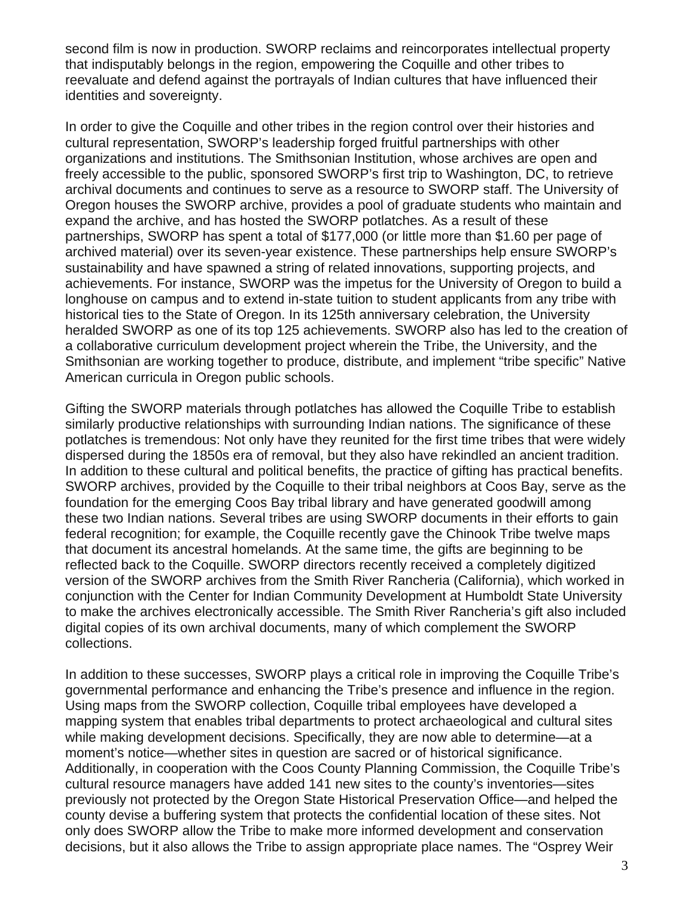second film is now in production. SWORP reclaims and reincorporates intellectual property that indisputably belongs in the region, empowering the Coquille and other tribes to reevaluate and defend against the portrayals of Indian cultures that have influenced their identities and sovereignty.

In order to give the Coquille and other tribes in the region control over their histories and cultural representation, SWORP's leadership forged fruitful partnerships with other organizations and institutions. The Smithsonian Institution, whose archives are open and freely accessible to the public, sponsored SWORP's first trip to Washington, DC, to retrieve archival documents and continues to serve as a resource to SWORP staff. The University of Oregon houses the SWORP archive, provides a pool of graduate students who maintain and expand the archive, and has hosted the SWORP potlatches. As a result of these partnerships, SWORP has spent a total of $177,000 (or little more than $1.60 per page of archived material) over its seven-year existence. These partnerships help ensure SWORP's sustainability and have spawned a string of related innovations, supporting projects, and achievements. For instance, SWORP was the impetus for the University of Oregon to build a longhouse on campus and to extend in-state tuition to student applicants from any tribe with historical ties to the State of Oregon. In its 125th anniversary celebration, the University heralded SWORP as one of its top 125 achievements. SWORP also has led to the creation of a collaborative curriculum development project wherein the Tribe, the University, and the Smithsonian are working together to produce, distribute, and implement "tribe specific" Native American curricula in Oregon public schools.

Gifting the SWORP materials through potlatches has allowed the Coquille Tribe to establish similarly productive relationships with surrounding Indian nations. The significance of these potlatches is tremendous: Not only have they reunited for the first time tribes that were widely dispersed during the 1850s era of removal, but they also have rekindled an ancient tradition. In addition to these cultural and political benefits, the practice of gifting has practical benefits. SWORP archives, provided by the Coquille to their tribal neighbors at Coos Bay, serve as the foundation for the emerging Coos Bay tribal library and have generated goodwill among these two Indian nations. Several tribes are using SWORP documents in their efforts to gain federal recognition; for example, the Coquille recently gave the Chinook Tribe twelve maps that document its ancestral homelands. At the same time, the gifts are beginning to be reflected back to the Coquille. SWORP directors recently received a completely digitized version of the SWORP archives from the Smith River Rancheria (California), which worked in conjunction with the Center for Indian Community Development at Humboldt State University to make the archives electronically accessible. The Smith River Rancheria's gift also included digital copies of its own archival documents, many of which complement the SWORP collections.

In addition to these successes, SWORP plays a critical role in improving the Coquille Tribe's governmental performance and enhancing the Tribe's presence and influence in the region. Using maps from the SWORP collection, Coquille tribal employees have developed a mapping system that enables tribal departments to protect archaeological and cultural sites while making development decisions. Specifically, they are now able to determine—at a moment's notice—whether sites in question are sacred or of historical significance. Additionally, in cooperation with the Coos County Planning Commission, the Coquille Tribe's cultural resource managers have added 141 new sites to the county's inventories—sites previously not protected by the Oregon State Historical Preservation Office—and helped the county devise a buffering system that protects the confidential location of these sites. Not only does SWORP allow the Tribe to make more informed development and conservation decisions, but it also allows the Tribe to assign appropriate place names. The "Osprey Weir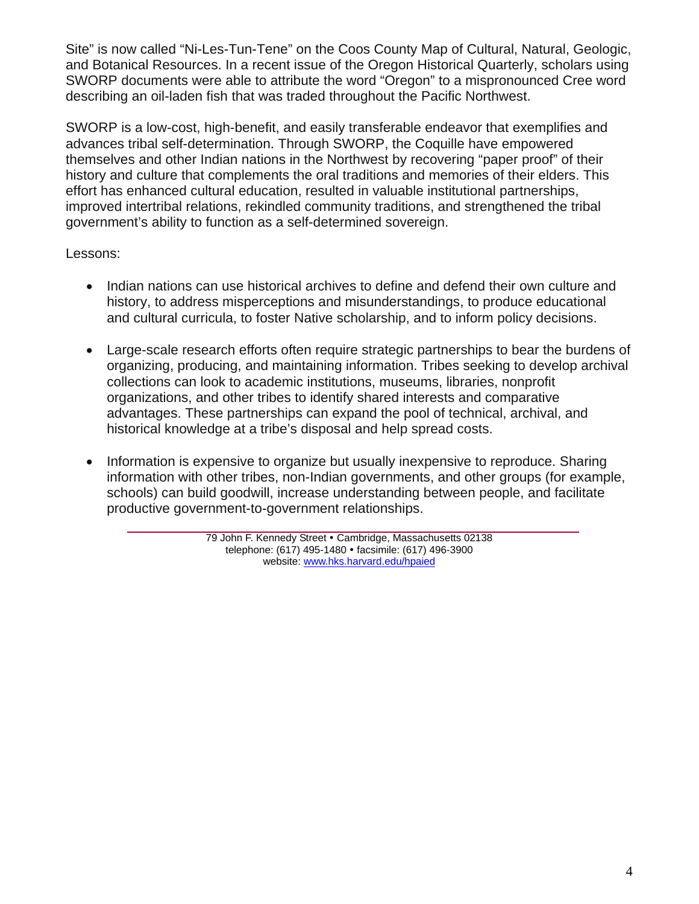Site" is now called "Ni-Les-Tun-Tene" on the Coos County Map of Cultural, Natural, Geologic, and Botanical Resources. In a recent issue of the Oregon Historical Quarterly, scholars using SWORP documents were able to attribute the word "Oregon" to a mispronounced Cree word describing an oil-laden fish that was traded throughout the Pacific Northwest.

SWORP is a low-cost, high-benefit, and easily transferable endeavor that exemplifies and advances tribal self-determination. Through SWORP, the Coquille have empowered themselves and other Indian nations in the Northwest by recovering "paper proof" of their history and culture that complements the oral traditions and memories of their elders. This effort has enhanced cultural education, resulted in valuable institutional partnerships, improved intertribal relations, rekindled community traditions, and strengthened the tribal government's ability to function as a self-determined sovereign.

Lessons:

- Indian nations can use historical archives to define and defend their own culture and history, to address misperceptions and misunderstandings, to produce educational and cultural curricula, to foster Native scholarship, and to inform policy decisions.
- Large-scale research efforts often require strategic partnerships to bear the burdens of organizing, producing, and maintaining information. Tribes seeking to develop archival collections can look to academic institutions, museums, libraries, nonprofit organizations, and other tribes to identify shared interests and comparative advantages. These partnerships can expand the pool of technical, archival, and historical knowledge at a tribe's disposal and help spread costs.
- Information is expensive to organize but usually inexpensive to reproduce. Sharing information with other tribes, non-Indian governments, and other groups (for example, schools) can build goodwill, increase understanding between people, and facilitate productive government-to-government relationships.

79 John F. Kennedy Street • Cambridge, Massachusetts 02138
telephone: (617) 495-1480 • facsimile: (617) 496-3900
website: www.hks.harvard.edu/hpaied